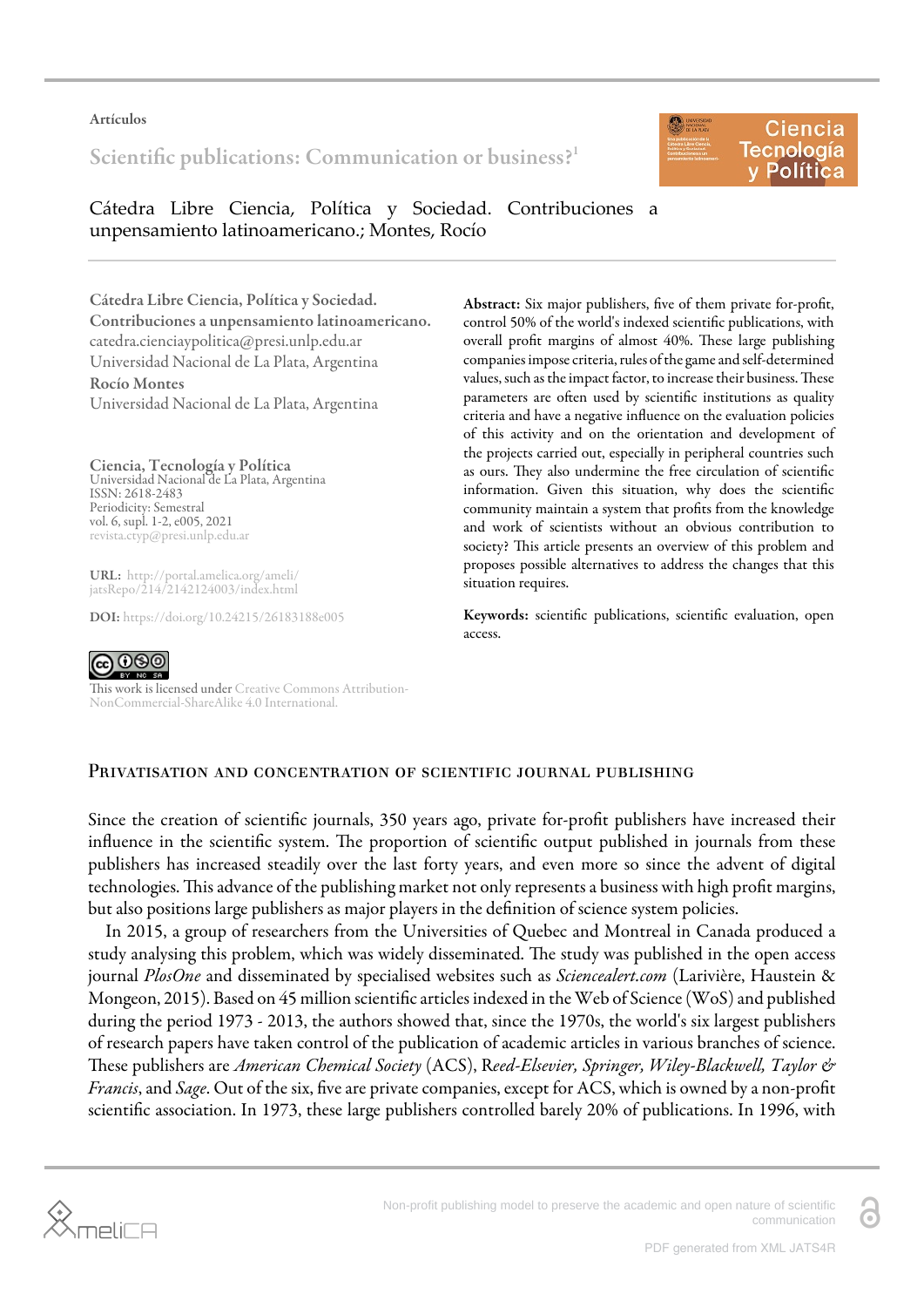Artículos

# Scientific publications: Communication or business?[1]

Cátedra Libre Ciencia, Política y Sociedad. Contribuciones a unpensamiento latinoamericano.; Montes, Rocío

**Cátedra Libre Ciencia, Política y Sociedad. Contribuciones a unpensamiento latinoamericano.**
catedra.cienciaypolitica@presi.unlp.edu.ar
Universidad Nacional de La Plata, Argentina

**Rocío Montes**
Universidad Nacional de La Plata, Argentina

**Ciencia, Tecnología y Política**
Universidad Nacional de La Plata, Argentina
ISSN: 2618-2483
Periodicity: Semestral
vol. 6, supl. 1-2, e005, 2021
revista.ctyp@presi.unlp.edu.ar

**URL:** http://portal.amelica.org/ameli/jatsRepo/214/2142124003/index.html

**DOI:** https://doi.org/10.24215/26183188e005

This work is licensed under Creative Commons Attribution-NonCommercial-ShareAlike 4.0 International.

**Abstract:** Six major publishers, five of them private for-profit, control 50% of the world's indexed scientific publications, with overall profit margins of almost 40%. These large publishing companies impose criteria, rules of the game and self-determined values, such as the impact factor, to increase their business. These parameters are often used by scientific institutions as quality criteria and have a negative influence on the evaluation policies of this activity and on the orientation and development of the projects carried out, especially in peripheral countries such as ours. They also undermine the free circulation of scientific information. Given this situation, why does the scientific community maintain a system that profits from the knowledge and work of scientists without an obvious contribution to society? This article presents an overview of this problem and proposes possible alternatives to address the changes that this situation requires.

**Keywords:** scientific publications, scientific evaluation, open access.

## Privatisation and concentration of scientific journal publishing

Since the creation of scientific journals, 350 years ago, private for-profit publishers have increased their influence in the scientific system. The proportion of scientific output published in journals from these publishers has increased steadily over the last forty years, and even more so since the advent of digital technologies. This advance of the publishing market not only represents a business with high profit margins, but also positions large publishers as major players in the definition of science system policies.

In 2015, a group of researchers from the Universities of Quebec and Montreal in Canada produced a study analysing this problem, which was widely disseminated. The study was published in the open access journal *PlosOne* and disseminated by specialised websites such as *Sciencealert.com* (Larivière, Haustein & Mongeon, 2015). Based on 45 million scientific articles indexed in the Web of Science (WoS) and published during the period 1973 - 2013, the authors showed that, since the 1970s, the world's six largest publishers of research papers have taken control of the publication of academic articles in various branches of science. These publishers are *American Chemical Society* (ACS), *Reed-Elsevier, Springer, Wiley-Blackwell, Taylor & Francis*, and *Sage*. Out of the six, five are private companies, except for ACS, which is owned by a non-profit scientific association. In 1973, these large publishers controlled barely 20% of publications. In 1996, with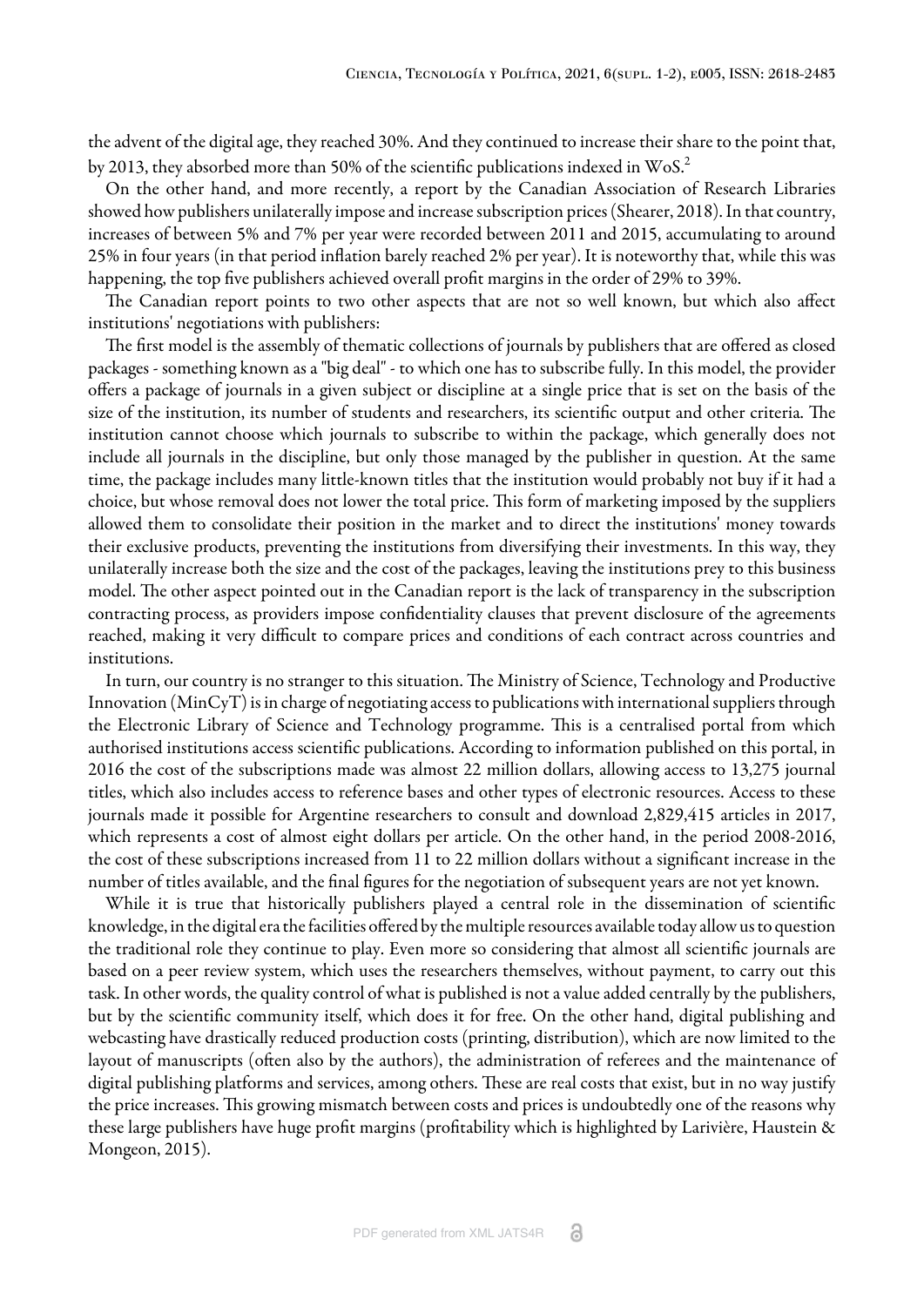the advent of the digital age, they reached 30%. And they continued to increase their share to the point that, by 2013, they absorbed more than 50% of the scientific publications indexed in WoS.[2]

On the other hand, and more recently, a report by the Canadian Association of Research Libraries showed how publishers unilaterally impose and increase subscription prices (Shearer, 2018). In that country, increases of between 5% and 7% per year were recorded between 2011 and 2015, accumulating to around 25% in four years (in that period inflation barely reached 2% per year). It is noteworthy that, while this was happening, the top five publishers achieved overall profit margins in the order of 29% to 39%.

The Canadian report points to two other aspects that are not so well known, but which also affect institutions' negotiations with publishers:

The first model is the assembly of thematic collections of journals by publishers that are offered as closed packages - something known as a "big deal" - to which one has to subscribe fully. In this model, the provider offers a package of journals in a given subject or discipline at a single price that is set on the basis of the size of the institution, its number of students and researchers, its scientific output and other criteria. The institution cannot choose which journals to subscribe to within the package, which generally does not include all journals in the discipline, but only those managed by the publisher in question. At the same time, the package includes many little-known titles that the institution would probably not buy if it had a choice, but whose removal does not lower the total price. This form of marketing imposed by the suppliers allowed them to consolidate their position in the market and to direct the institutions' money towards their exclusive products, preventing the institutions from diversifying their investments. In this way, they unilaterally increase both the size and the cost of the packages, leaving the institutions prey to this business model. The other aspect pointed out in the Canadian report is the lack of transparency in the subscription contracting process, as providers impose confidentiality clauses that prevent disclosure of the agreements reached, making it very difficult to compare prices and conditions of each contract across countries and institutions.

In turn, our country is no stranger to this situation. The Ministry of Science, Technology and Productive Innovation (MinCyT) is in charge of negotiating access to publications with international suppliers through the Electronic Library of Science and Technology programme. This is a centralised portal from which authorised institutions access scientific publications. According to information published on this portal, in 2016 the cost of the subscriptions made was almost 22 million dollars, allowing access to 13,275 journal titles, which also includes access to reference bases and other types of electronic resources. Access to these journals made it possible for Argentine researchers to consult and download 2,829,415 articles in 2017, which represents a cost of almost eight dollars per article. On the other hand, in the period 2008-2016, the cost of these subscriptions increased from 11 to 22 million dollars without a significant increase in the number of titles available, and the final figures for the negotiation of subsequent years are not yet known.

While it is true that historically publishers played a central role in the dissemination of scientific knowledge, in the digital era the facilities offered by the multiple resources available today allow us to question the traditional role they continue to play. Even more so considering that almost all scientific journals are based on a peer review system, which uses the researchers themselves, without payment, to carry out this task. In other words, the quality control of what is published is not a value added centrally by the publishers, but by the scientific community itself, which does it for free. On the other hand, digital publishing and webcasting have drastically reduced production costs (printing, distribution), which are now limited to the layout of manuscripts (often also by the authors), the administration of referees and the maintenance of digital publishing platforms and services, among others. These are real costs that exist, but in no way justify the price increases. This growing mismatch between costs and prices is undoubtedly one of the reasons why these large publishers have huge profit margins (profitability which is highlighted by Larivière, Haustein & Mongeon, 2015).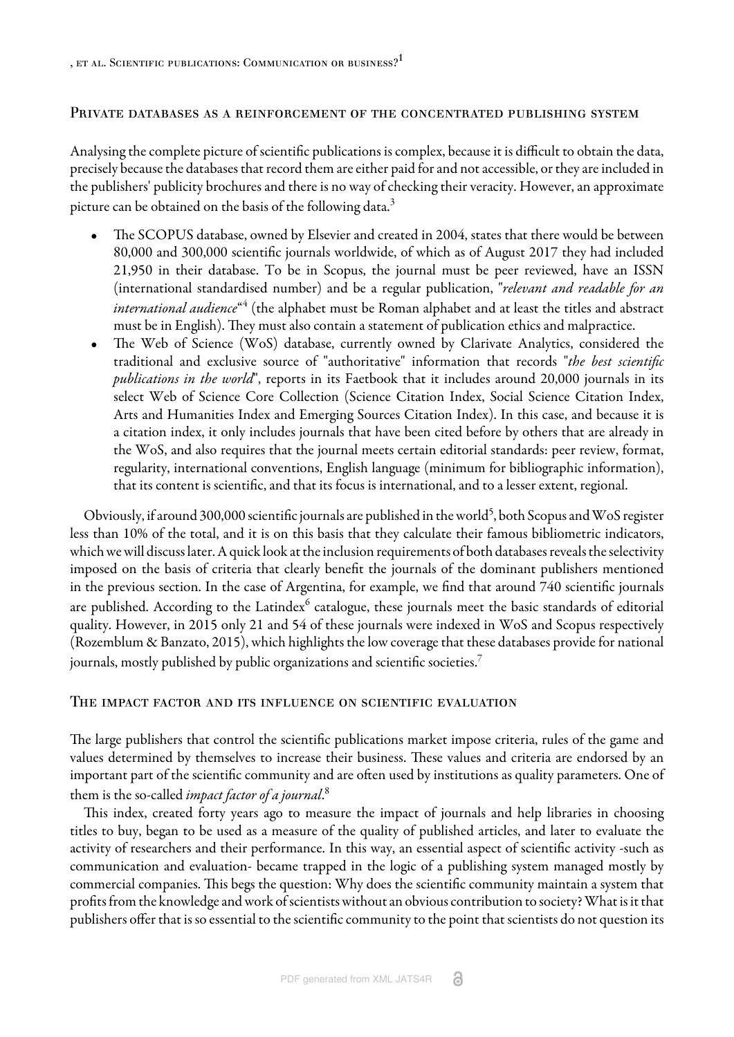## Private databases as a reinforcement of the concentrated publishing system

Analysing the complete picture of scientific publications is complex, because it is difficult to obtain the data, precisely because the databases that record them are either paid for and not accessible, or they are included in the publishers' publicity brochures and there is no way of checking their veracity. However, an approximate picture can be obtained on the basis of the following data.[3]

- The SCOPUS database, owned by Elsevier and created in 2004, states that there would be between 80,000 and 300,000 scientific journals worldwide, of which as of August 2017 they had included 21,950 in their database. To be in Scopus, the journal must be peer reviewed, have an ISSN (international standardised number) and be a regular publication, "*relevant and readable for an international audience*"[4] (the alphabet must be Roman alphabet and at least the titles and abstract must be in English). They must also contain a statement of publication ethics and malpractice.
- The Web of Science (WoS) database, currently owned by Clarivate Analytics, considered the traditional and exclusive source of "authoritative" information that records "*the best scientific publications in the world*", reports in its Faetbook that it includes around 20,000 journals in its select Web of Science Core Collection (Science Citation Index, Social Science Citation Index, Arts and Humanities Index and Emerging Sources Citation Index). In this case, and because it is a citation index, it only includes journals that have been cited before by others that are already in the WoS, and also requires that the journal meets certain editorial standards: peer review, format, regularity, international conventions, English language (minimum for bibliographic information), that its content is scientific, and that its focus is international, and to a lesser extent, regional.

Obviously, if around 300,000 scientific journals are published in the world[5], both Scopus and WoS register less than 10% of the total, and it is on this basis that they calculate their famous bibliometric indicators, which we will discuss later. A quick look at the inclusion requirements of both databases reveals the selectivity imposed on the basis of criteria that clearly benefit the journals of the dominant publishers mentioned in the previous section. In the case of Argentina, for example, we find that around 740 scientific journals are published. According to the Latindex[6] catalogue, these journals meet the basic standards of editorial quality. However, in 2015 only 21 and 54 of these journals were indexed in WoS and Scopus respectively (Rozemblum & Banzato, 2015), which highlights the low coverage that these databases provide for national journals, mostly published by public organizations and scientific societies.[7]

## The impact factor and its influence on scientific evaluation

The large publishers that control the scientific publications market impose criteria, rules of the game and values determined by themselves to increase their business. These values and criteria are endorsed by an important part of the scientific community and are often used by institutions as quality parameters. One of them is the so-called *impact factor of a journal*.[8]

This index, created forty years ago to measure the impact of journals and help libraries in choosing titles to buy, began to be used as a measure of the quality of published articles, and later to evaluate the activity of researchers and their performance. In this way, an essential aspect of scientific activity -such as communication and evaluation- became trapped in the logic of a publishing system managed mostly by commercial companies. This begs the question: Why does the scientific community maintain a system that profits from the knowledge and work of scientists without an obvious contribution to society? What is it that publishers offer that is so essential to the scientific community to the point that scientists do not question its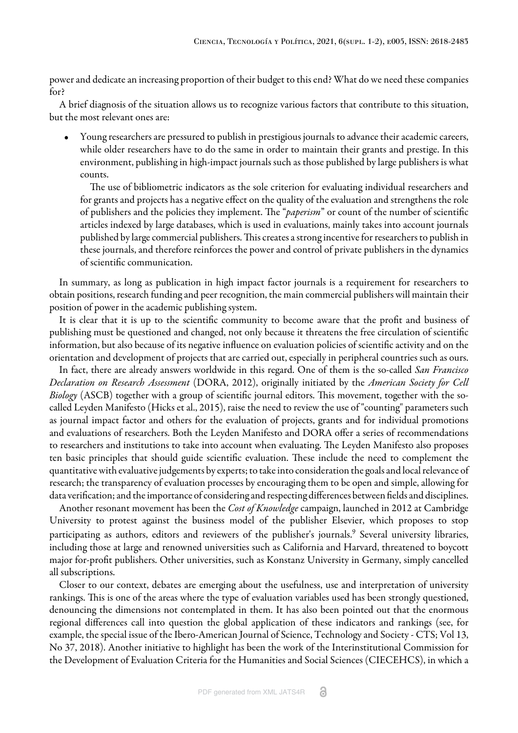power and dedicate an increasing proportion of their budget to this end? What do we need these companies for?

A brief diagnosis of the situation allows us to recognize various factors that contribute to this situation, but the most relevant ones are:

- Young researchers are pressured to publish in prestigious journals to advance their academic careers, while older researchers have to do the same in order to maintain their grants and prestige. In this environment, publishing in high-impact journals such as those published by large publishers is what counts.

  The use of bibliometric indicators as the sole criterion for evaluating individual researchers and for grants and projects has a negative effect on the quality of the evaluation and strengthens the role of publishers and the policies they implement. The "*paperism*" or count of the number of scientific articles indexed by large databases, which is used in evaluations, mainly takes into account journals published by large commercial publishers. This creates a strong incentive for researchers to publish in these journals, and therefore reinforces the power and control of private publishers in the dynamics of scientific communication.

In summary, as long as publication in high impact factor journals is a requirement for researchers to obtain positions, research funding and peer recognition, the main commercial publishers will maintain their position of power in the academic publishing system.

It is clear that it is up to the scientific community to become aware that the profit and business of publishing must be questioned and changed, not only because it threatens the free circulation of scientific information, but also because of its negative influence on evaluation policies of scientific activity and on the orientation and development of projects that are carried out, especially in peripheral countries such as ours.

In fact, there are already answers worldwide in this regard. One of them is the so-called *San Francisco Declaration on Research Assessment* (DORA, 2012), originally initiated by the *American Society for Cell Biology* (ASCB) together with a group of scientific journal editors. This movement, together with the so-called Leyden Manifesto (Hicks et al., 2015), raise the need to review the use of "counting" parameters such as journal impact factor and others for the evaluation of projects, grants and for individual promotions and evaluations of researchers. Both the Leyden Manifesto and DORA offer a series of recommendations to researchers and institutions to take into account when evaluating. The Leyden Manifesto also proposes ten basic principles that should guide scientific evaluation. These include the need to complement the quantitative with evaluative judgements by experts; to take into consideration the goals and local relevance of research; the transparency of evaluation processes by encouraging them to be open and simple, allowing for data verification; and the importance of considering and respecting differences between fields and disciplines.

Another resonant movement has been the *Cost of Knowledge* campaign, launched in 2012 at Cambridge University to protest against the business model of the publisher Elsevier, which proposes to stop participating as authors, editors and reviewers of the publisher's journals.[9] Several university libraries, including those at large and renowned universities such as California and Harvard, threatened to boycott major for-profit publishers. Other universities, such as Konstanz University in Germany, simply cancelled all subscriptions.

Closer to our context, debates are emerging about the usefulness, use and interpretation of university rankings. This is one of the areas where the type of evaluation variables used has been strongly questioned, denouncing the dimensions not contemplated in them. It has also been pointed out that the enormous regional differences call into question the global application of these indicators and rankings (see, for example, the special issue of the Ibero-American Journal of Science, Technology and Society - CTS; Vol 13, No 37, 2018). Another initiative to highlight has been the work of the Interinstitutional Commission for the Development of Evaluation Criteria for the Humanities and Social Sciences (CIECEHCS), in which a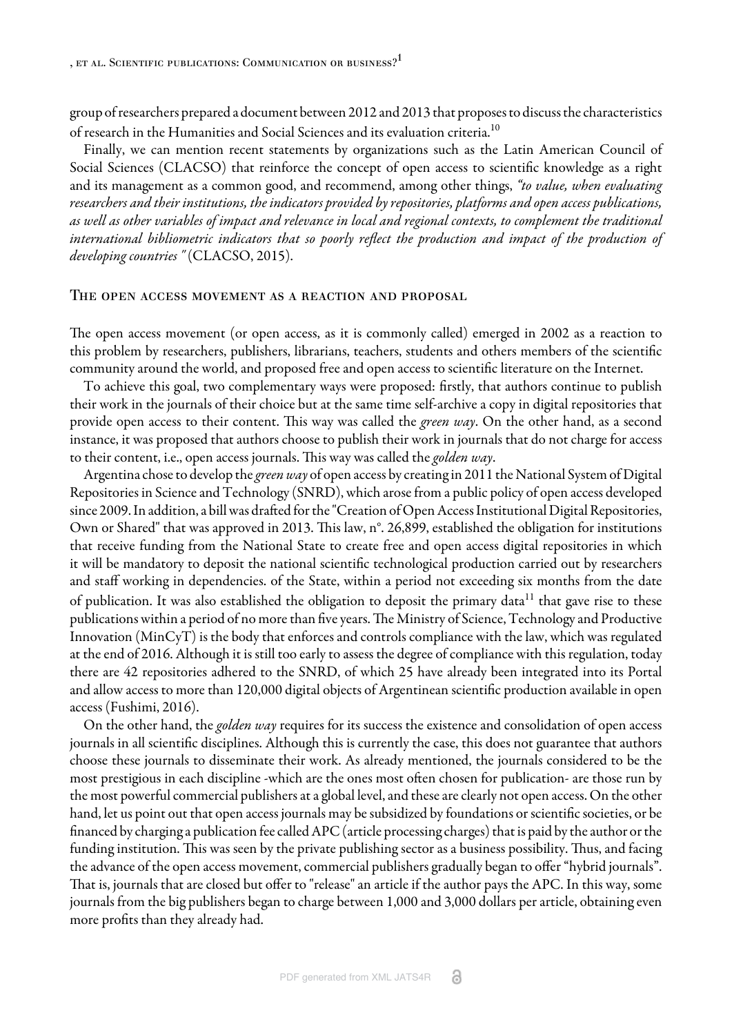group of researchers prepared a document between 2012 and 2013 that proposes to discuss the characteristics of research in the Humanities and Social Sciences and its evaluation criteria.[10]

Finally, we can mention recent statements by organizations such as the Latin American Council of Social Sciences (CLACSO) that reinforce the concept of open access to scientific knowledge as a right and its management as a common good, and recommend, among other things, *"to value, when evaluating researchers and their institutions, the indicators provided by repositories, platforms and open access publications, as well as other variables of impact and relevance in local and regional contexts, to complement the traditional international bibliometric indicators that so poorly reflect the production and impact of the production of developing countries "* (CLACSO, 2015).

## The open access movement as a reaction and proposal

The open access movement (or open access, as it is commonly called) emerged in 2002 as a reaction to this problem by researchers, publishers, librarians, teachers, students and others members of the scientific community around the world, and proposed free and open access to scientific literature on the Internet.

To achieve this goal, two complementary ways were proposed: firstly, that authors continue to publish their work in the journals of their choice but at the same time self-archive a copy in digital repositories that provide open access to their content. This way was called the *green way*. On the other hand, as a second instance, it was proposed that authors choose to publish their work in journals that do not charge for access to their content, i.e., open access journals. This way was called the *golden way*.

Argentina chose to develop the *green way* of open access by creating in 2011 the National System of Digital Repositories in Science and Technology (SNRD), which arose from a public policy of open access developed since 2009. In addition, a bill was drafted for the "Creation of Open Access Institutional Digital Repositories, Own or Shared" that was approved in 2013. This law, n°. 26,899, established the obligation for institutions that receive funding from the National State to create free and open access digital repositories in which it will be mandatory to deposit the national scientific technological production carried out by researchers and staff working in dependencies. of the State, within a period not exceeding six months from the date of publication. It was also established the obligation to deposit the primary data[11] that gave rise to these publications within a period of no more than five years. The Ministry of Science, Technology and Productive Innovation (MinCyT) is the body that enforces and controls compliance with the law, which was regulated at the end of 2016. Although it is still too early to assess the degree of compliance with this regulation, today there are 42 repositories adhered to the SNRD, of which 25 have already been integrated into its Portal and allow access to more than 120,000 digital objects of Argentinean scientific production available in open access (Fushimi, 2016).

On the other hand, the *golden way* requires for its success the existence and consolidation of open access journals in all scientific disciplines. Although this is currently the case, this does not guarantee that authors choose these journals to disseminate their work. As already mentioned, the journals considered to be the most prestigious in each discipline -which are the ones most often chosen for publication- are those run by the most powerful commercial publishers at a global level, and these are clearly not open access. On the other hand, let us point out that open access journals may be subsidized by foundations or scientific societies, or be financed by charging a publication fee called APC (article processing charges) that is paid by the author or the funding institution. This was seen by the private publishing sector as a business possibility. Thus, and facing the advance of the open access movement, commercial publishers gradually began to offer "hybrid journals". That is, journals that are closed but offer to "release" an article if the author pays the APC. In this way, some journals from the big publishers began to charge between 1,000 and 3,000 dollars per article, obtaining even more profits than they already had.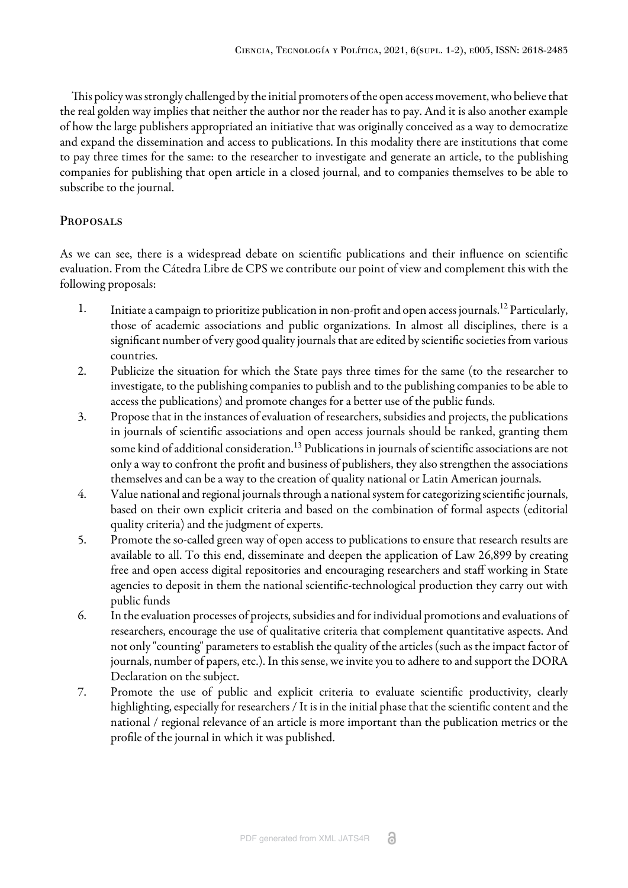This policy was strongly challenged by the initial promoters of the open access movement, who believe that the real golden way implies that neither the author nor the reader has to pay. And it is also another example of how the large publishers appropriated an initiative that was originally conceived as a way to democratize and expand the dissemination and access to publications. In this modality there are institutions that come to pay three times for the same: to the researcher to investigate and generate an article, to the publishing companies for publishing that open article in a closed journal, and to companies themselves to be able to subscribe to the journal.

## Proposals

As we can see, there is a widespread debate on scientific publications and their influence on scientific evaluation. From the Cátedra Libre de CPS we contribute our point of view and complement this with the following proposals:

1. Initiate a campaign to prioritize publication in non-profit and open access journals.[12] Particularly, those of academic associations and public organizations. In almost all disciplines, there is a significant number of very good quality journals that are edited by scientific societies from various countries.
2. Publicize the situation for which the State pays three times for the same (to the researcher to investigate, to the publishing companies to publish and to the publishing companies to be able to access the publications) and promote changes for a better use of the public funds.
3. Propose that in the instances of evaluation of researchers, subsidies and projects, the publications in journals of scientific associations and open access journals should be ranked, granting them some kind of additional consideration.[13] Publications in journals of scientific associations are not only a way to confront the profit and business of publishers, they also strengthen the associations themselves and can be a way to the creation of quality national or Latin American journals.
4. Value national and regional journals through a national system for categorizing scientific journals, based on their own explicit criteria and based on the combination of formal aspects (editorial quality criteria) and the judgment of experts.
5. Promote the so-called green way of open access to publications to ensure that research results are available to all. To this end, disseminate and deepen the application of Law 26,899 by creating free and open access digital repositories and encouraging researchers and staff working in State agencies to deposit in them the national scientific-technological production they carry out with public funds
6. In the evaluation processes of projects, subsidies and for individual promotions and evaluations of researchers, encourage the use of qualitative criteria that complement quantitative aspects. And not only "counting" parameters to establish the quality of the articles (such as the impact factor of journals, number of papers, etc.). In this sense, we invite you to adhere to and support the DORA Declaration on the subject.
7. Promote the use of public and explicit criteria to evaluate scientific productivity, clearly highlighting, especially for researchers / It is in the initial phase that the scientific content and the national / regional relevance of an article is more important than the publication metrics or the profile of the journal in which it was published.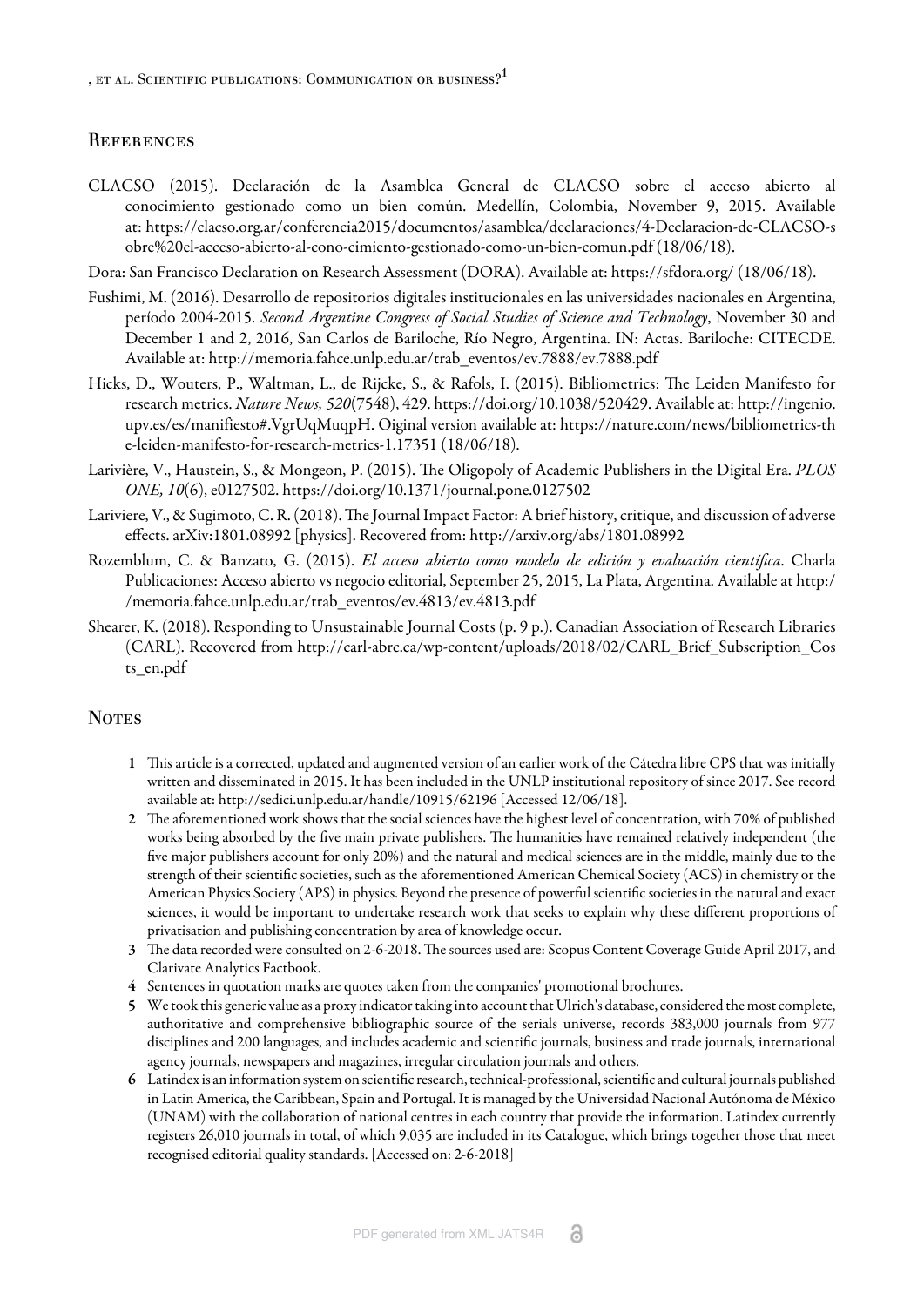## References

CLACSO (2015). Declaración de la Asamblea General de CLACSO sobre el acceso abierto al conocimiento gestionado como un bien común. Medellín, Colombia, November 9, 2015. Available at: https://clacso.org.ar/conferencia2015/documentos/asamblea/declaraciones/4-Declaracion-de-CLACSO-sobre%20el-acceso-abierto-al-cono-cimiento-gestionado-como-un-bien-comun.pdf (18/06/18).

Dora: San Francisco Declaration on Research Assessment (DORA). Available at: https://sfdora.org/ (18/06/18).

Fushimi, M. (2016). Desarrollo de repositorios digitales institucionales en las universidades nacionales en Argentina, período 2004-2015. *Second Argentine Congress of Social Studies of Science and Technology*, November 30 and December 1 and 2, 2016, San Carlos de Bariloche, Río Negro, Argentina. IN: Actas. Bariloche: CITECDE. Available at: http://memoria.fahce.unlp.edu.ar/trab_eventos/ev.7888/ev.7888.pdf

Hicks, D., Wouters, P., Waltman, L., de Rijcke, S., & Rafols, I. (2015). Bibliometrics: The Leiden Manifesto for research metrics. *Nature News, 520*(7548), 429. https://doi.org/10.1038/520429. Available at: http://ingenio.upv.es/es/manifiesto#.VgrUqMuqpH. Oiginal version available at: https://nature.com/news/bibliometrics-the-leiden-manifesto-for-research-metrics-1.17351 (18/06/18).

Larivière, V., Haustein, S., & Mongeon, P. (2015). The Oligopoly of Academic Publishers in the Digital Era. *PLOS ONE, 10*(6), e0127502. https://doi.org/10.1371/journal.pone.0127502

Lariviere, V., & Sugimoto, C. R. (2018). The Journal Impact Factor: A brief history, critique, and discussion of adverse effects. arXiv:1801.08992 [physics]. Recovered from: http://arxiv.org/abs/1801.08992

Rozemblum, C. & Banzato, G. (2015). *El acceso abierto como modelo de edición y evaluación científica*. Charla Publicaciones: Acceso abierto vs negocio editorial, September 25, 2015, La Plata, Argentina. Available at http://memoria.fahce.unlp.edu.ar/trab_eventos/ev.4813/ev.4813.pdf

Shearer, K. (2018). Responding to Unsustainable Journal Costs (p. 9 p.). Canadian Association of Research Libraries (CARL). Recovered from http://carl-abrc.ca/wp-content/uploads/2018/02/CARL_Brief_Subscription_Costs_en.pdf

## Notes

1. This article is a corrected, updated and augmented version of an earlier work of the Cátedra libre CPS that was initially written and disseminated in 2015. It has been included in the UNLP institutional repository of since 2017. See record available at: http://sedici.unlp.edu.ar/handle/10915/62196 [Accessed 12/06/18].
2. The aforementioned work shows that the social sciences have the highest level of concentration, with 70% of published works being absorbed by the five main private publishers. The humanities have remained relatively independent (the five major publishers account for only 20%) and the natural and medical sciences are in the middle, mainly due to the strength of their scientific societies, such as the aforementioned American Chemical Society (ACS) in chemistry or the American Physics Society (APS) in physics. Beyond the presence of powerful scientific societies in the natural and exact sciences, it would be important to undertake research work that seeks to explain why these different proportions of privatisation and publishing concentration by area of knowledge occur.
3. The data recorded were consulted on 2-6-2018. The sources used are: Scopus Content Coverage Guide April 2017, and Clarivate Analytics Factbook.
4. Sentences in quotation marks are quotes taken from the companies' promotional brochures.
5. We took this generic value as a proxy indicator taking into account that Ulrich's database, considered the most complete, authoritative and comprehensive bibliographic source of the serials universe, records 383,000 journals from 977 disciplines and 200 languages, and includes academic and scientific journals, business and trade journals, international agency journals, newspapers and magazines, irregular circulation journals and others.
6. Latindex is an information system on scientific research, technical-professional, scientific and cultural journals published in Latin America, the Caribbean, Spain and Portugal. It is managed by the Universidad Nacional Autónoma de México (UNAM) with the collaboration of national centres in each country that provide the information. Latindex currently registers 26,010 journals in total, of which 9,035 are included in its Catalogue, which brings together those that meet recognised editorial quality standards. [Accessed on: 2-6-2018]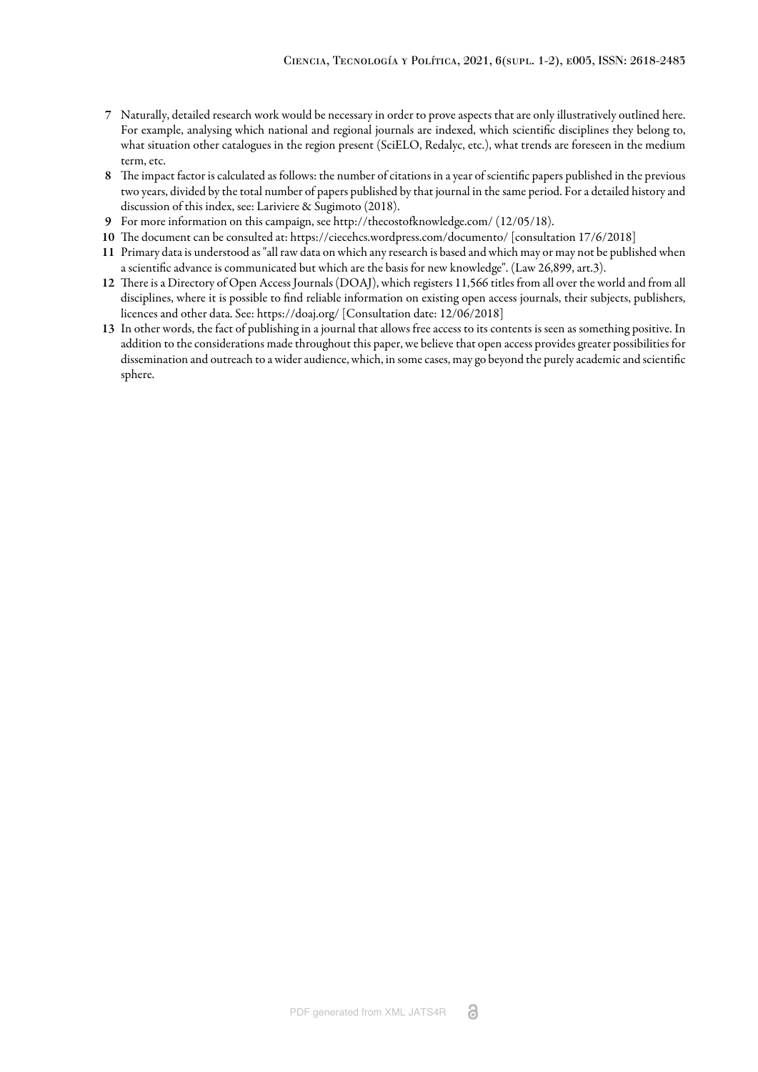7 Naturally, detailed research work would be necessary in order to prove aspects that are only illustratively outlined here. For example, analysing which national and regional journals are indexed, which scientific disciplines they belong to, what situation other catalogues in the region present (SciELO, Redalyc, etc.), what trends are foreseen in the medium term, etc.

8 The impact factor is calculated as follows: the number of citations in a year of scientific papers published in the previous two years, divided by the total number of papers published by that journal in the same period. For a detailed history and discussion of this index, see: Lariviere & Sugimoto (2018).

9 For more information on this campaign, see http://thecostofknowledge.com/ (12/05/18).

10 The document can be consulted at: https://ciecehcs.wordpress.com/documento/ [consultation 17/6/2018]

11 Primary data is understood as "all raw data on which any research is based and which may or may not be published when a scientific advance is communicated but which are the basis for new knowledge". (Law 26,899, art.3).

12 There is a Directory of Open Access Journals (DOAJ), which registers 11,566 titles from all over the world and from all disciplines, where it is possible to find reliable information on existing open access journals, their subjects, publishers, licences and other data. See: https://doaj.org/ [Consultation date: 12/06/2018]

13 In other words, the fact of publishing in a journal that allows free access to its contents is seen as something positive. In addition to the considerations made throughout this paper, we believe that open access provides greater possibilities for dissemination and outreach to a wider audience, which, in some cases, may go beyond the purely academic and scientific sphere.